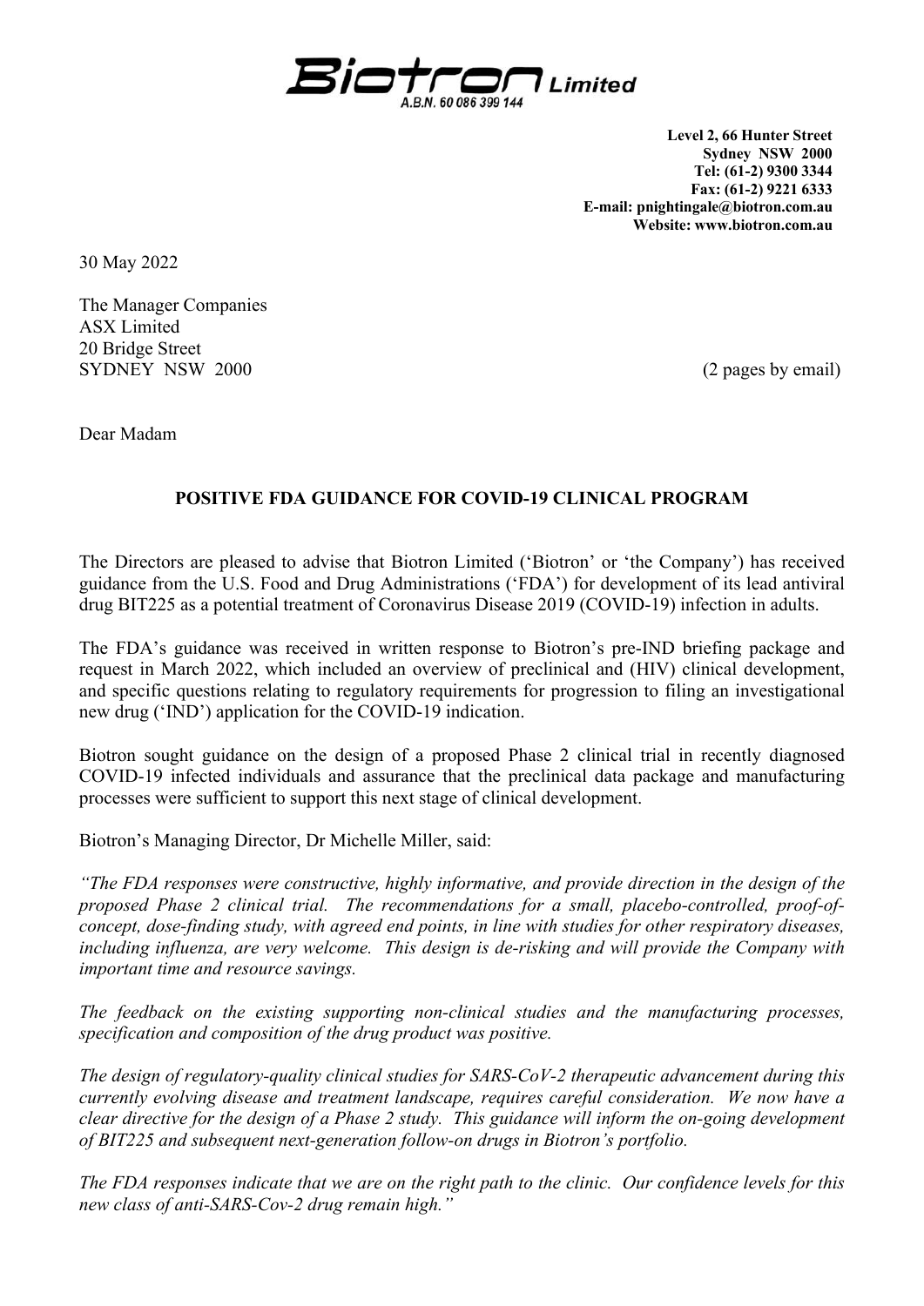**Biotron Limited**
A.B.N. 60 086 399 144

**Level 2, 66 Hunter Street**
**Sydney NSW 2000**
**Tel: (61-2) 9300 3344**
**Fax: (61-2) 9221 6333**
**E-mail: pnightingale@biotron.com.au**
**Website: www.biotron.com.au**

30 May 2022

The Manager Companies
ASX Limited
20 Bridge Street
SYDNEY NSW 2000

(2 pages by email)

Dear Madam

## POSITIVE FDA GUIDANCE FOR COVID-19 CLINICAL PROGRAM

The Directors are pleased to advise that Biotron Limited ('Biotron' or 'the Company') has received guidance from the U.S. Food and Drug Administrations ('FDA') for development of its lead antiviral drug BIT225 as a potential treatment of Coronavirus Disease 2019 (COVID-19) infection in adults.

The FDA's guidance was received in written response to Biotron's pre-IND briefing package and request in March 2022, which included an overview of preclinical and (HIV) clinical development, and specific questions relating to regulatory requirements for progression to filing an investigational new drug ('IND') application for the COVID-19 indication.

Biotron sought guidance on the design of a proposed Phase 2 clinical trial in recently diagnosed COVID-19 infected individuals and assurance that the preclinical data package and manufacturing processes were sufficient to support this next stage of clinical development.

Biotron's Managing Director, Dr Michelle Miller, said:

*"The FDA responses were constructive, highly informative, and provide direction in the design of the proposed Phase 2 clinical trial. The recommendations for a small, placebo-controlled, proof-of-concept, dose-finding study, with agreed end points, in line with studies for other respiratory diseases, including influenza, are very welcome. This design is de-risking and will provide the Company with important time and resource savings.*

*The feedback on the existing supporting non-clinical studies and the manufacturing processes, specification and composition of the drug product was positive.*

*The design of regulatory-quality clinical studies for SARS-CoV-2 therapeutic advancement during this currently evolving disease and treatment landscape, requires careful consideration. We now have a clear directive for the design of a Phase 2 study. This guidance will inform the on-going development of BIT225 and subsequent next-generation follow-on drugs in Biotron's portfolio.*

*The FDA responses indicate that we are on the right path to the clinic. Our confidence levels for this new class of anti-SARS-Cov-2 drug remain high."*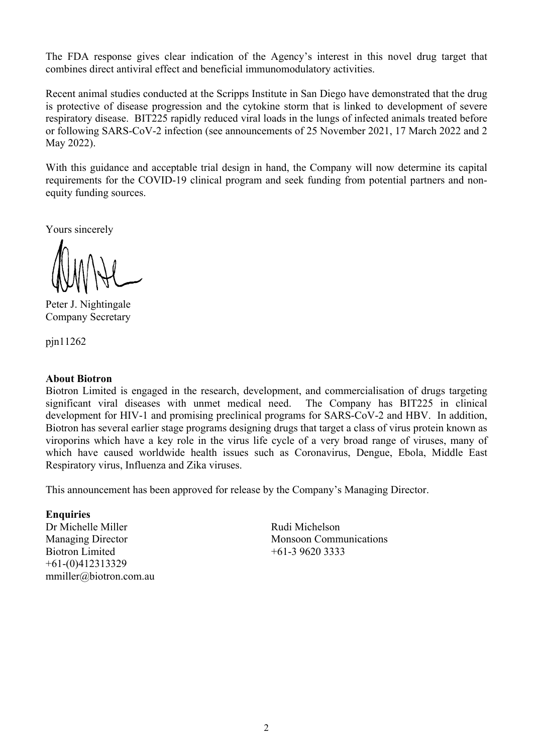The FDA response gives clear indication of the Agency's interest in this novel drug target that combines direct antiviral effect and beneficial immunomodulatory activities.

Recent animal studies conducted at the Scripps Institute in San Diego have demonstrated that the drug is protective of disease progression and the cytokine storm that is linked to development of severe respiratory disease. BIT225 rapidly reduced viral loads in the lungs of infected animals treated before or following SARS-CoV-2 infection (see announcements of 25 November 2021, 17 March 2022 and 2 May 2022).

With this guidance and acceptable trial design in hand, the Company will now determine its capital requirements for the COVID-19 clinical program and seek funding from potential partners and non-equity funding sources.

Yours sincerely

Peter J. Nightingale
Company Secretary

pjn11262

**About Biotron**

Biotron Limited is engaged in the research, development, and commercialisation of drugs targeting significant viral diseases with unmet medical need. The Company has BIT225 in clinical development for HIV-1 and promising preclinical programs for SARS-CoV-2 and HBV. In addition, Biotron has several earlier stage programs designing drugs that target a class of virus protein known as viroporins which have a key role in the virus life cycle of a very broad range of viruses, many of which have caused worldwide health issues such as Coronavirus, Dengue, Ebola, Middle East Respiratory virus, Influenza and Zika viruses.

This announcement has been approved for release by the Company's Managing Director.

**Enquiries**

Dr Michelle Miller
Managing Director
Biotron Limited
+61-(0)412313329
mmiller@biotron.com.au

Rudi Michelson
Monsoon Communications
+61-3 9620 3333